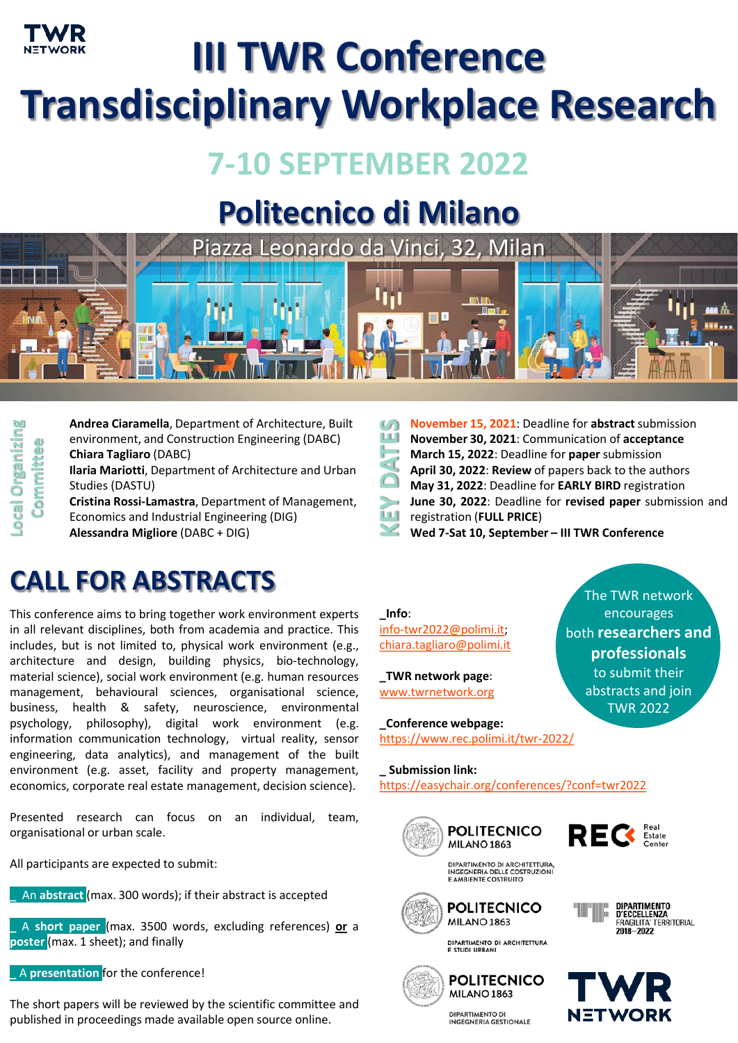TWR NETWORK

# III TWR Conference

# Transdisciplinary Workplace Research

## 7-10 SEPTEMBER 2022

## Politecnico di Milano

Piazza Leonardo da Vinci, 32, Milan

### Local Organizing Committee

**Andrea Ciaramella**, Department of Architecture, Built environment, and Construction Engineering (DABC)
**Chiara Tagliaro** (DABC)
**Ilaria Mariotti**, Department of Architecture and Urban Studies (DASTU)
**Cristina Rossi-Lamastra**, Department of Management, Economics and Industrial Engineering (DIG)
**Alessandra Migliore** (DABC + DIG)

### KEY DATES

**November 15, 2021**: Deadline for **abstract** submission
**November 30, 2021**: Communication of **acceptance**
**March 15, 2022**: Deadline for **paper** submission
**April 30, 2022**: **Review** of papers back to the authors
**May 31, 2022**: Deadline for **EARLY BIRD** registration
**June 30, 2022**: Deadline for **revised paper** submission and registration (**FULL PRICE**)
**Wed 7-Sat 10, September – III TWR Conference**

# CALL FOR ABSTRACTS

This conference aims to bring together work environment experts in all relevant disciplines, both from academia and practice. This includes, but is not limited to, physical work environment (e.g., architecture and design, building physics, bio-technology, material science), social work environment (e.g. human resources management, behavioural sciences, organisational science, business, health & safety, neuroscience, environmental psychology, philosophy), digital work environment (e.g. information communication technology, virtual reality, sensor engineering, data analytics), and management of the built environment (e.g. asset, facility and property management, economics, corporate real estate management, decision science).

Presented research can focus on an individual, team, organisational or urban scale.

All participants are expected to submit:

_ An **abstract** (max. 300 words); if their abstract is accepted

_ A **short paper** (max. 3500 words, excluding references) **or** a **poster** (max. 1 sheet); and finally

_ A **presentation** for the conference!

The short papers will be reviewed by the scientific committee and published in proceedings made available open source online.

**_Info**:
info-twr2022@polimi.it; chiara.tagliaro@polimi.it

**_TWR network page**:
www.twrnetwork.org

**_Conference webpage:**
https://www.rec.polimi.it/twr-2022/

**_ Submission link:**
https://easychair.org/conferences/?conf=twr2022

The TWR network encourages both **researchers and professionals** to submit their abstracts and join TWR 2022

POLITECNICO MILANO 1863 – DIPARTIMENTO DI ARCHITETTURA, INGEGNERIA DELLE COSTRUZIONI E AMBIENTE COSTRUITO

REC Real Estate Center

POLITECNICO MILANO 1863 – DIPARTIMENTO DI ARCHITETTURA E STUDI URBANI

DIPARTIMENTO D'ECCELLENZA FRAGILITA' TERRITORIALI 2018–2022

POLITECNICO MILANO 1863 – DIPARTIMENTO DI INGEGNERIA GESTIONALE

TWR NETWORK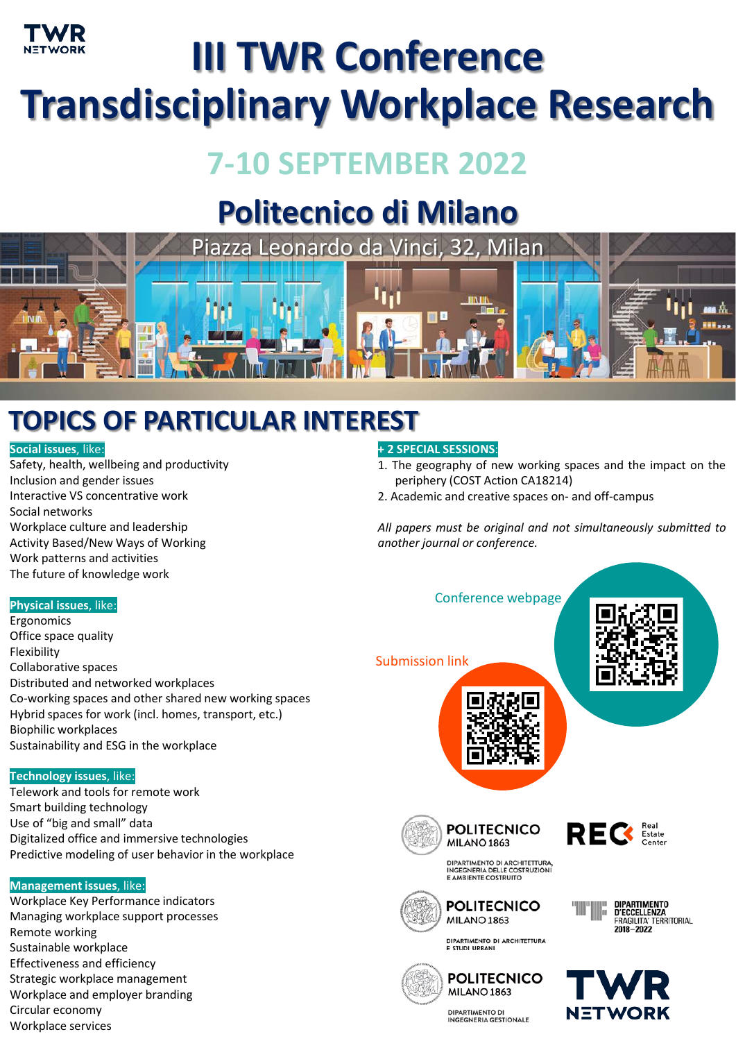TWR NETWORK

# III TWR Conference
# Transdisciplinary Workplace Research

## 7-10 SEPTEMBER 2022

## Politecnico di Milano

Piazza Leonardo da Vinci, 32, Milan

# TOPICS OF PARTICULAR INTEREST

**Social issues**, like:

Safety, health, wellbeing and productivity
Inclusion and gender issues
Interactive VS concentrative work
Social networks
Workplace culture and leadership
Activity Based/New Ways of Working
Work patterns and activities
The future of knowledge work

**Physical issues**, like:

Ergonomics
Office space quality
Flexibility
Collaborative spaces
Distributed and networked workplaces
Co-working spaces and other shared new working spaces
Hybrid spaces for work (incl. homes, transport, etc.)
Biophilic workplaces
Sustainability and ESG in the workplace

**Technology issues**, like:

Telework and tools for remote work
Smart building technology
Use of "big and small" data
Digitalized office and immersive technologies
Predictive modeling of user behavior in the workplace

**Management issues**, like:

Workplace Key Performance indicators
Managing workplace support processes
Remote working
Sustainable workplace
Effectiveness and efficiency
Strategic workplace management
Workplace and employer branding
Circular economy
Workplace services

**+ 2 SPECIAL SESSIONS:**

1. The geography of new working spaces and the impact on the periphery (COST Action CA18214)
2. Academic and creative spaces on- and off-campus

*All papers must be original and not simultaneously submitted to another journal or conference.*

Conference webpage

Submission link

POLITECNICO MILANO 1863 – DIPARTIMENTO DI ARCHITETTURA, INGEGNERIA DELLE COSTRUZIONI E AMBIENTE COSTRUITO

REC Real Estate Center

POLITECNICO MILANO 1863 – DIPARTIMENTO DI ARCHITETTURA E STUDI URBANI

DIPARTIMENTO D'ECCELLENZA FRAGILITA' TERRITORIALI 2018–2022

POLITECNICO MILANO 1863 – DIPARTIMENTO DI INGEGNERIA GESTIONALE

TWR NETWORK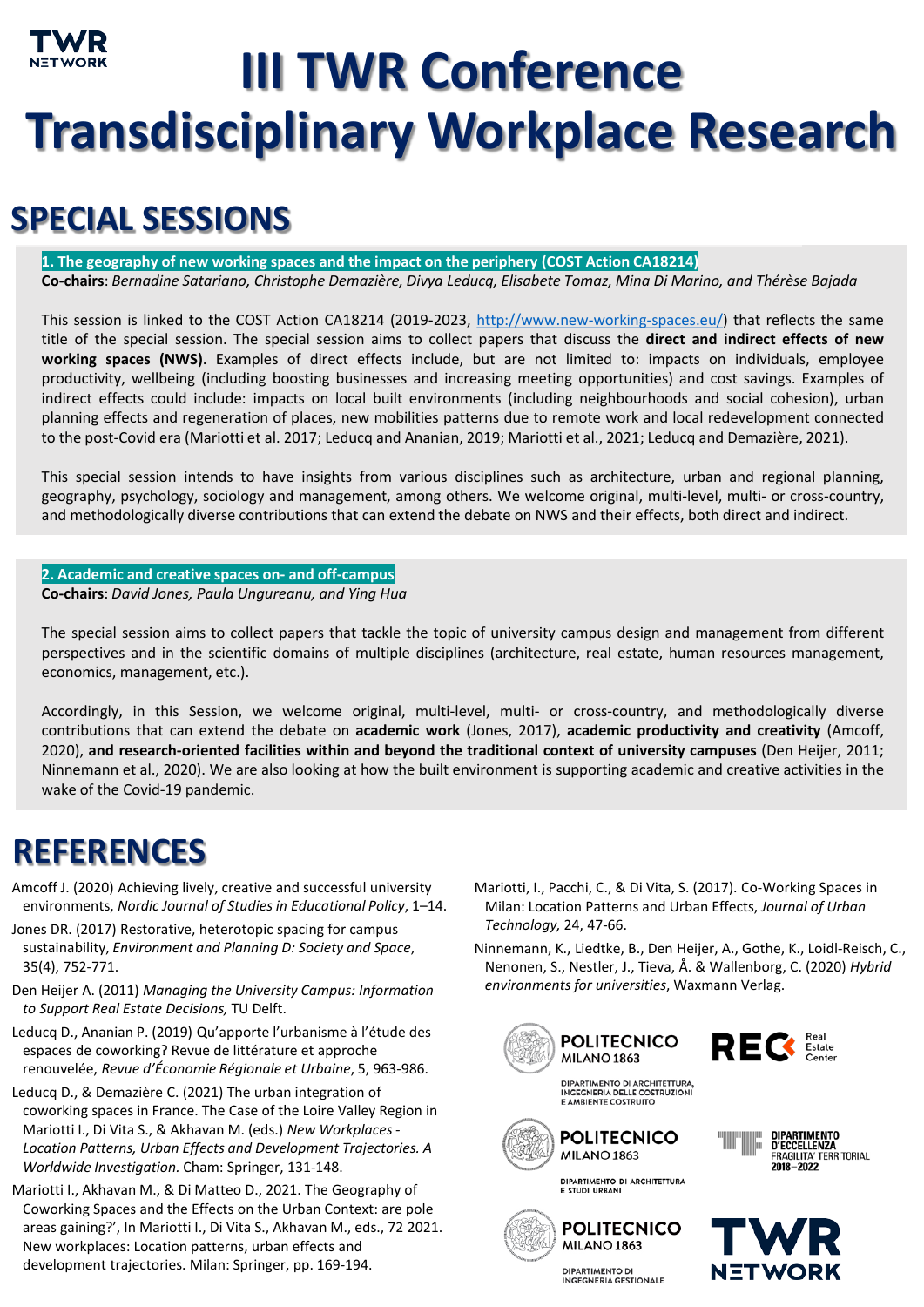# III TWR Conference
# Transdisciplinary Workplace Research

## SPECIAL SESSIONS

### 1. The geography of new working spaces and the impact on the periphery (COST Action CA18214)

**Co-chairs**: *Bernadine Satariano, Christophe Demazière, Divya Leducq, Elisabete Tomaz, Mina Di Marino, and Thérèse Bajada*

This session is linked to the COST Action CA18214 (2019-2023, http://www.new-working-spaces.eu/) that reflects the same title of the special session. The special session aims to collect papers that discuss the **direct and indirect effects of new working spaces (NWS)**. Examples of direct effects include, but are not limited to: impacts on individuals, employee productivity, wellbeing (including boosting businesses and increasing meeting opportunities) and cost savings. Examples of indirect effects could include: impacts on local built environments (including neighbourhoods and social cohesion), urban planning effects and regeneration of places, new mobilities patterns due to remote work and local redevelopment connected to the post-Covid era (Mariotti et al. 2017; Leducq and Ananian, 2019; Mariotti et al., 2021; Leducq and Demazière, 2021).

This special session intends to have insights from various disciplines such as architecture, urban and regional planning, geography, psychology, sociology and management, among others. We welcome original, multi-level, multi- or cross-country, and methodologically diverse contributions that can extend the debate on NWS and their effects, both direct and indirect.

### 2. Academic and creative spaces on- and off-campus

**Co-chairs**: *David Jones, Paula Ungureanu, and Ying Hua*

The special session aims to collect papers that tackle the topic of university campus design and management from different perspectives and in the scientific domains of multiple disciplines (architecture, real estate, human resources management, economics, management, etc.).

Accordingly, in this Session, we welcome original, multi-level, multi- or cross-country, and methodologically diverse contributions that can extend the debate on **academic work** (Jones, 2017), **academic productivity and creativity** (Amcoff, 2020), **and research-oriented facilities within and beyond the traditional context of university campuses** (Den Heijer, 2011; Ninnemann et al., 2020). We are also looking at how the built environment is supporting academic and creative activities in the wake of the Covid-19 pandemic.

## REFERENCES

Amcoff J. (2020) Achieving lively, creative and successful university environments, *Nordic Journal of Studies in Educational Policy*, 1–14.

Jones DR. (2017) Restorative, heterotopic spacing for campus sustainability, *Environment and Planning D: Society and Space*, 35(4), 752-771.

Den Heijer A. (2011) *Managing the University Campus: Information to Support Real Estate Decisions,* TU Delft.

Leducq D., Ananian P. (2019) Qu'apporte l'urbanisme à l'étude des espaces de coworking? Revue de littérature et approche renouvelée, *Revue d'Économie Régionale et Urbaine*, 5, 963-986.

Leducq D., & Demazière C. (2021) The urban integration of coworking spaces in France. The Case of the Loire Valley Region in Mariotti I., Di Vita S., & Akhavan M. (eds.) *New Workplaces - Location Patterns, Urban Effects and Development Trajectories. A Worldwide Investigation.* Cham: Springer, 131-148.

Mariotti I., Akhavan M., & Di Matteo D., 2021. The Geography of Coworking Spaces and the Effects on the Urban Context: are pole areas gaining?', In Mariotti I., Di Vita S., Akhavan M., eds., 72 2021. New workplaces: Location patterns, urban effects and development trajectories. Milan: Springer, pp. 169-194.

Mariotti, I., Pacchi, C., & Di Vita, S. (2017). Co-Working Spaces in Milan: Location Patterns and Urban Effects, *Journal of Urban Technology*, 24, 47-66.

Ninnemann, K., Liedtke, B., Den Heijer, A., Gothe, K., Loidl-Reisch, C., Nenonen, S., Nestler, J., Tieva, Å. & Wallenborg, C. (2020) *Hybrid environments for universities*, Waxmann Verlag.

POLITECNICO MILANO 1863 – DIPARTIMENTO DI ARCHITETTURA, INGEGNERIA DELLE COSTRUZIONI E AMBIENTE COSTRUITO

REC Real Estate Center

POLITECNICO MILANO 1863 – DIPARTIMENTO DI ARCHITETTURA E STUDI URBANI

DIPARTIMENTO D'ECCELLENZA FRAGILITA' TERRITORIAL 2018–2022

POLITECNICO MILANO 1863 – DIPARTIMENTO DI INGEGNERIA GESTIONALE

TWR NETWORK